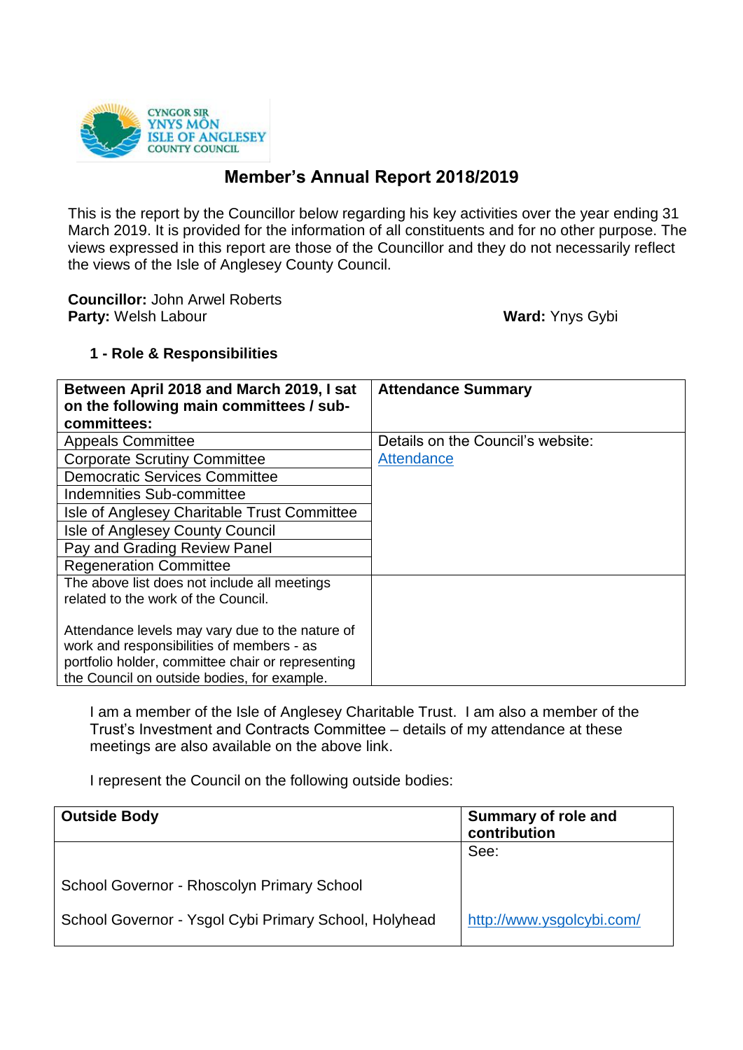# Member's Annual Report 2018/2019

This is the report by the Councillor below regarding his key activities over the year ending 31 March 2019. It is provided for the information of all constituents and for no other purpose. The views expressed in this report are those of the Councillor and they do not necessarily reflect the views of the Isle of Anglesey County Council.

**Councillor:** John Arwel Roberts
**Party:** Welsh Labour **Ward:** Ynys Gybi

## 1 - Role & Responsibilities

| Between April 2018 and March 2019, I sat on the following main committees / sub-committees: | Attendance Summary |
|---|---|
| Appeals Committee | Details on the Council's website: Attendance |
| Corporate Scrutiny Committee | |
| Democratic Services Committee | |
| Indemnities Sub-committee | |
| Isle of Anglesey Charitable Trust Committee | |
| Isle of Anglesey County Council | |
| Pay and Grading Review Panel | |
| Regeneration Committee | |
| The above list does not include all meetings related to the work of the Council. Attendance levels may vary due to the nature of work and responsibilities of members - as portfolio holder, committee chair or representing the Council on outside bodies, for example. | |

I am a member of the Isle of Anglesey Charitable Trust. I am also a member of the Trust's Investment and Contracts Committee – details of my attendance at these meetings are also available on the above link.

I represent the Council on the following outside bodies:

| Outside Body | Summary of role and contribution |
|---|---|
| School Governor - Rhoscolyn Primary School | See: |
| School Governor - Ysgol Cybi Primary School, Holyhead | http://www.ysgolcybi.com/ |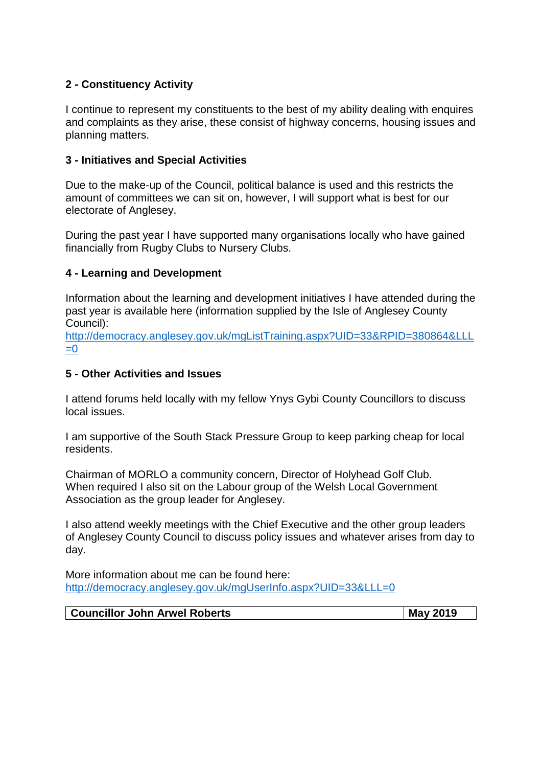### 2 - Constituency Activity

I continue to represent my constituents to the best of my ability dealing with enquires and complaints as they arise, these consist of highway concerns, housing issues and planning matters.

### 3 - Initiatives and Special Activities

Due to the make-up of the Council, political balance is used and this restricts the amount of committees we can sit on, however, I will support what is best for our electorate of Anglesey.

During the past year I have supported many organisations locally who have gained financially from Rugby Clubs to Nursery Clubs.

### 4 - Learning and Development

Information about the learning and development initiatives I have attended during the past year is available here (information supplied by the Isle of Anglesey County Council):
http://democracy.anglesey.gov.uk/mgListTraining.aspx?UID=33&RPID=380864&LLL=0

### 5 - Other Activities and Issues

I attend forums held locally with my fellow Ynys Gybi County Councillors to discuss local issues.

I am supportive of the South Stack Pressure Group to keep parking cheap for local residents.

Chairman of MORLO a community concern, Director of Holyhead Golf Club.
When required I also sit on the Labour group of the Welsh Local Government Association as the group leader for Anglesey.

I also attend weekly meetings with the Chief Executive and the other group leaders of Anglesey County Council to discuss policy issues and whatever arises from day to day.

More information about me can be found here:
http://democracy.anglesey.gov.uk/mgUserInfo.aspx?UID=33&LLL=0

| | |
|---|---|
| **Councillor John Arwel Roberts** | **May 2019** |